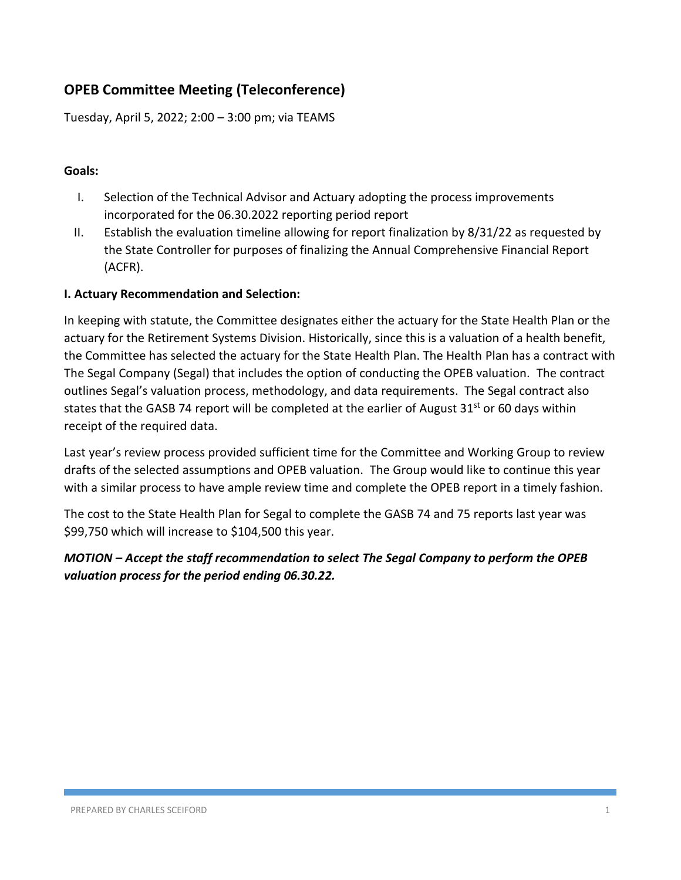## OPEB Committee Meeting (Teleconference)

Tuesday, April 5, 2022; 2:00 – 3:00 pm; via TEAMS

**Goals:**

I. Selection of the Technical Advisor and Actuary adopting the process improvements incorporated for the 06.30.2022 reporting period report
II. Establish the evaluation timeline allowing for report finalization by 8/31/22 as requested by the State Controller for purposes of finalizing the Annual Comprehensive Financial Report (ACFR).

**I. Actuary Recommendation and Selection:**

In keeping with statute, the Committee designates either the actuary for the State Health Plan or the actuary for the Retirement Systems Division. Historically, since this is a valuation of a health benefit, the Committee has selected the actuary for the State Health Plan. The Health Plan has a contract with The Segal Company (Segal) that includes the option of conducting the OPEB valuation. The contract outlines Segal's valuation process, methodology, and data requirements. The Segal contract also states that the GASB 74 report will be completed at the earlier of August 31st or 60 days within receipt of the required data.

Last year's review process provided sufficient time for the Committee and Working Group to review drafts of the selected assumptions and OPEB valuation. The Group would like to continue this year with a similar process to have ample review time and complete the OPEB report in a timely fashion.

The cost to the State Health Plan for Segal to complete the GASB 74 and 75 reports last year was $99,750 which will increase to $104,500 this year.

***MOTION – Accept the staff recommendation to select The Segal Company to perform the OPEB valuation process for the period ending 06.30.22.***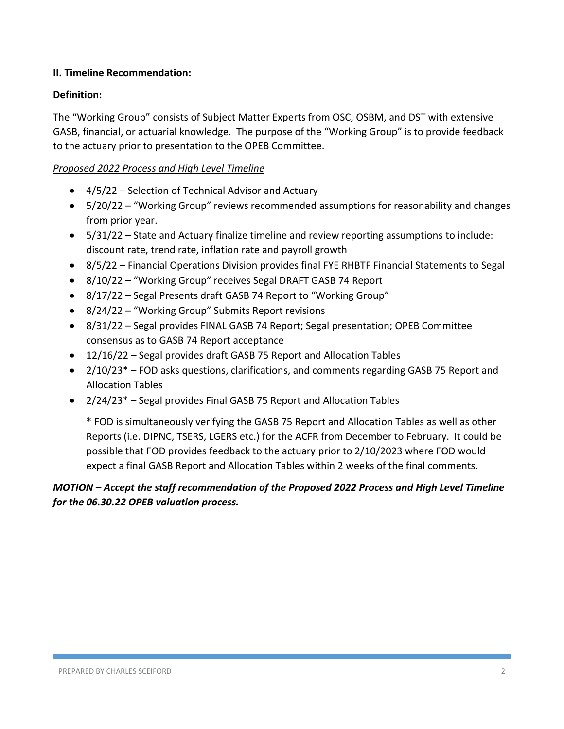**II. Timeline Recommendation:**

**Definition:**

The "Working Group" consists of Subject Matter Experts from OSC, OSBM, and DST with extensive GASB, financial, or actuarial knowledge. The purpose of the "Working Group" is to provide feedback to the actuary prior to presentation to the OPEB Committee.

*Proposed 2022 Process and High Level Timeline*

- 4/5/22 – Selection of Technical Advisor and Actuary
- 5/20/22 – "Working Group" reviews recommended assumptions for reasonability and changes from prior year.
- 5/31/22 – State and Actuary finalize timeline and review reporting assumptions to include: discount rate, trend rate, inflation rate and payroll growth
- 8/5/22 – Financial Operations Division provides final FYE RHBTF Financial Statements to Segal
- 8/10/22 – "Working Group" receives Segal DRAFT GASB 74 Report
- 8/17/22 – Segal Presents draft GASB 74 Report to "Working Group"
- 8/24/22 – "Working Group" Submits Report revisions
- 8/31/22 – Segal provides FINAL GASB 74 Report; Segal presentation; OPEB Committee consensus as to GASB 74 Report acceptance
- 12/16/22 – Segal provides draft GASB 75 Report and Allocation Tables
- 2/10/23* – FOD asks questions, clarifications, and comments regarding GASB 75 Report and Allocation Tables
- 2/24/23* – Segal provides Final GASB 75 Report and Allocation Tables

  * FOD is simultaneously verifying the GASB 75 Report and Allocation Tables as well as other Reports (i.e. DIPNC, TSERS, LGERS etc.) for the ACFR from December to February. It could be possible that FOD provides feedback to the actuary prior to 2/10/2023 where FOD would expect a final GASB Report and Allocation Tables within 2 weeks of the final comments.

***MOTION – Accept the staff recommendation of the Proposed 2022 Process and High Level Timeline for the 06.30.22 OPEB valuation process.***